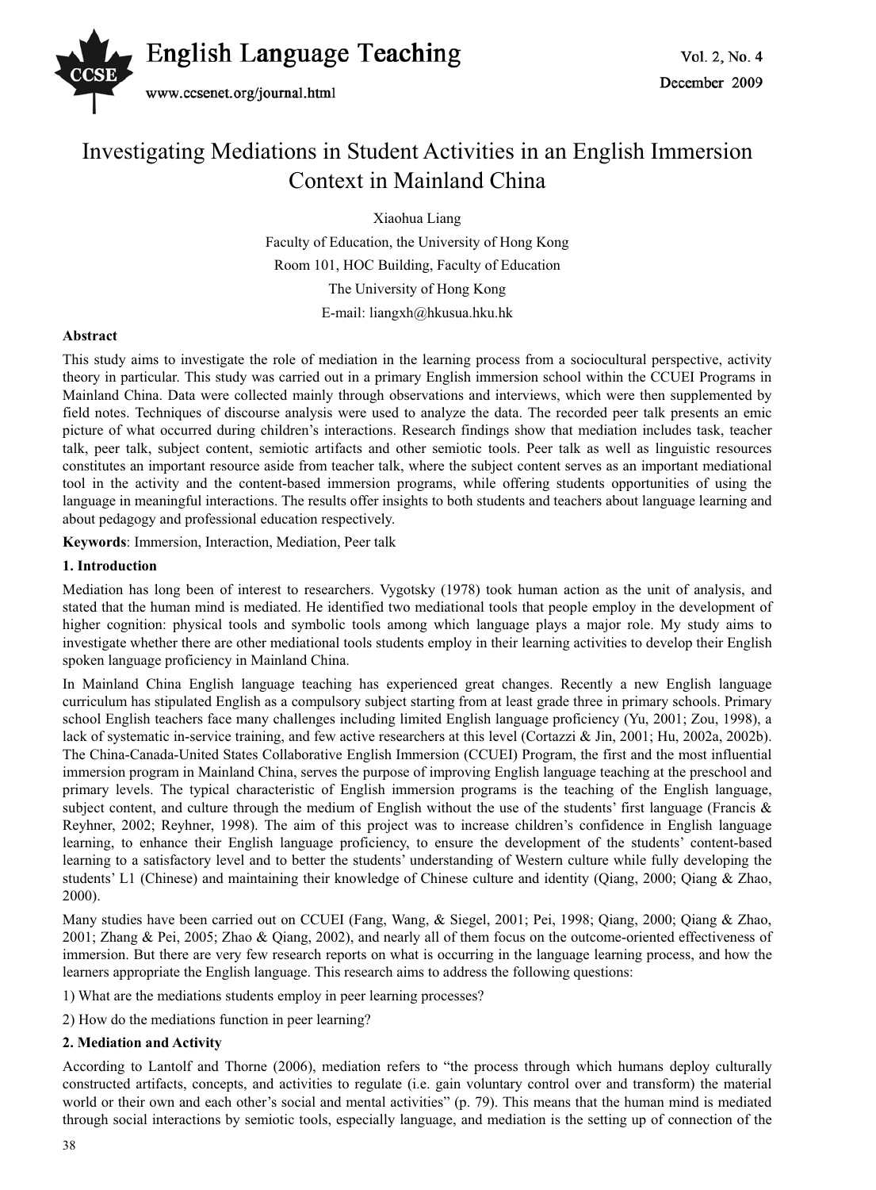# Investigating Mediations in Student Activities in an English Immersion Context in Mainland China

Xiaohua Liang

Faculty of Education, the University of Hong Kong

Room 101, HOC Building, Faculty of Education

The University of Hong Kong

E-mail: liangxh@hkusua.hku.hk

**Abstract**

This study aims to investigate the role of mediation in the learning process from a sociocultural perspective, activity theory in particular. This study was carried out in a primary English immersion school within the CCUEI Programs in Mainland China. Data were collected mainly through observations and interviews, which were then supplemented by field notes. Techniques of discourse analysis were used to analyze the data. The recorded peer talk presents an emic picture of what occurred during children's interactions. Research findings show that mediation includes task, teacher talk, peer talk, subject content, semiotic artifacts and other semiotic tools. Peer talk as well as linguistic resources constitutes an important resource aside from teacher talk, where the subject content serves as an important mediational tool in the activity and the content-based immersion programs, while offering students opportunities of using the language in meaningful interactions. The results offer insights to both students and teachers about language learning and about pedagogy and professional education respectively.

**Keywords**: Immersion, Interaction, Mediation, Peer talk

## 1. Introduction

Mediation has long been of interest to researchers. Vygotsky (1978) took human action as the unit of analysis, and stated that the human mind is mediated. He identified two mediational tools that people employ in the development of higher cognition: physical tools and symbolic tools among which language plays a major role. My study aims to investigate whether there are other mediational tools students employ in their learning activities to develop their English spoken language proficiency in Mainland China.

In Mainland China English language teaching has experienced great changes. Recently a new English language curriculum has stipulated English as a compulsory subject starting from at least grade three in primary schools. Primary school English teachers face many challenges including limited English language proficiency (Yu, 2001; Zou, 1998), a lack of systematic in-service training, and few active researchers at this level (Cortazzi & Jin, 2001; Hu, 2002a, 2002b). The China-Canada-United States Collaborative English Immersion (CCUEI) Program, the first and the most influential immersion program in Mainland China, serves the purpose of improving English language teaching at the preschool and primary levels. The typical characteristic of English immersion programs is the teaching of the English language, subject content, and culture through the medium of English without the use of the students' first language (Francis & Reyhner, 2002; Reyhner, 1998). The aim of this project was to increase children's confidence in English language learning, to enhance their English language proficiency, to ensure the development of the students' content-based learning to a satisfactory level and to better the students' understanding of Western culture while fully developing the students' L1 (Chinese) and maintaining their knowledge of Chinese culture and identity (Qiang, 2000; Qiang & Zhao, 2000).

Many studies have been carried out on CCUEI (Fang, Wang, & Siegel, 2001; Pei, 1998; Qiang, 2000; Qiang & Zhao, 2001; Zhang & Pei, 2005; Zhao & Qiang, 2002), and nearly all of them focus on the outcome-oriented effectiveness of immersion. But there are very few research reports on what is occurring in the language learning process, and how the learners appropriate the English language. This research aims to address the following questions:

1) What are the mediations students employ in peer learning processes?

2) How do the mediations function in peer learning?

## 2. Mediation and Activity

According to Lantolf and Thorne (2006), mediation refers to "the process through which humans deploy culturally constructed artifacts, concepts, and activities to regulate (i.e. gain voluntary control over and transform) the material world or their own and each other's social and mental activities" (p. 79). This means that the human mind is mediated through social interactions by semiotic tools, especially language, and mediation is the setting up of connection of the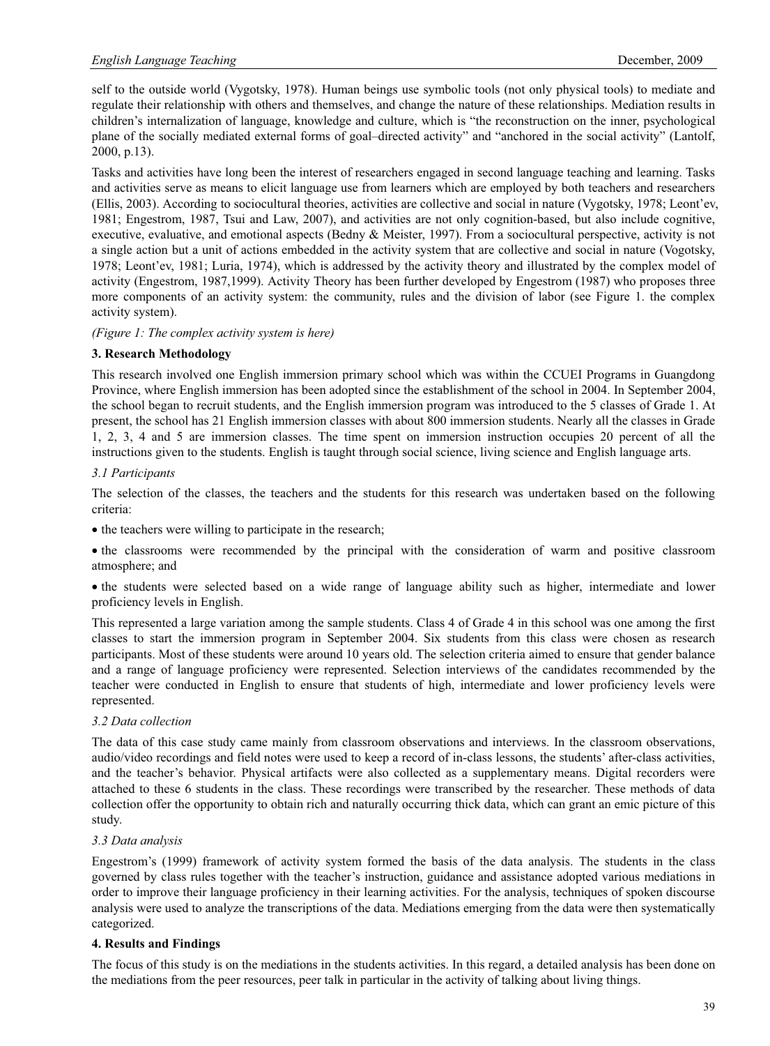self to the outside world (Vygotsky, 1978). Human beings use symbolic tools (not only physical tools) to mediate and regulate their relationship with others and themselves, and change the nature of these relationships. Mediation results in children's internalization of language, knowledge and culture, which is "the reconstruction on the inner, psychological plane of the socially mediated external forms of goal–directed activity" and "anchored in the social activity" (Lantolf, 2000, p.13).

Tasks and activities have long been the interest of researchers engaged in second language teaching and learning. Tasks and activities serve as means to elicit language use from learners which are employed by both teachers and researchers (Ellis, 2003). According to sociocultural theories, activities are collective and social in nature (Vygotsky, 1978; Leont'ev, 1981; Engestrom, 1987, Tsui and Law, 2007), and activities are not only cognition-based, but also include cognitive, executive, evaluative, and emotional aspects (Bedny & Meister, 1997). From a sociocultural perspective, activity is not a single action but a unit of actions embedded in the activity system that are collective and social in nature (Vogotsky, 1978; Leont'ev, 1981; Luria, 1974), which is addressed by the activity theory and illustrated by the complex model of activity (Engestrom, 1987,1999). Activity Theory has been further developed by Engestrom (1987) who proposes three more components of an activity system: the community, rules and the division of labor (see Figure 1. the complex activity system).

*(Figure 1: The complex activity system is here)*

### 3. Research Methodology

This research involved one English immersion primary school which was within the CCUEI Programs in Guangdong Province, where English immersion has been adopted since the establishment of the school in 2004. In September 2004, the school began to recruit students, and the English immersion program was introduced to the 5 classes of Grade 1. At present, the school has 21 English immersion classes with about 800 immersion students. Nearly all the classes in Grade 1, 2, 3, 4 and 5 are immersion classes. The time spent on immersion instruction occupies 20 percent of all the instructions given to the students. English is taught through social science, living science and English language arts.

#### *3.1 Participants*

The selection of the classes, the teachers and the students for this research was undertaken based on the following criteria:

- the teachers were willing to participate in the research;
- the classrooms were recommended by the principal with the consideration of warm and positive classroom atmosphere; and
- the students were selected based on a wide range of language ability such as higher, intermediate and lower proficiency levels in English.

This represented a large variation among the sample students. Class 4 of Grade 4 in this school was one among the first classes to start the immersion program in September 2004. Six students from this class were chosen as research participants. Most of these students were around 10 years old. The selection criteria aimed to ensure that gender balance and a range of language proficiency were represented. Selection interviews of the candidates recommended by the teacher were conducted in English to ensure that students of high, intermediate and lower proficiency levels were represented.

#### *3.2 Data collection*

The data of this case study came mainly from classroom observations and interviews. In the classroom observations, audio/video recordings and field notes were used to keep a record of in-class lessons, the students' after-class activities, and the teacher's behavior. Physical artifacts were also collected as a supplementary means. Digital recorders were attached to these 6 students in the class. These recordings were transcribed by the researcher. These methods of data collection offer the opportunity to obtain rich and naturally occurring thick data, which can grant an emic picture of this study.

#### *3.3 Data analysis*

Engestrom's (1999) framework of activity system formed the basis of the data analysis. The students in the class governed by class rules together with the teacher's instruction, guidance and assistance adopted various mediations in order to improve their language proficiency in their learning activities. For the analysis, techniques of spoken discourse analysis were used to analyze the transcriptions of the data. Mediations emerging from the data were then systematically categorized.

### 4. Results and Findings

The focus of this study is on the mediations in the students activities. In this regard, a detailed analysis has been done on the mediations from the peer resources, peer talk in particular in the activity of talking about living things.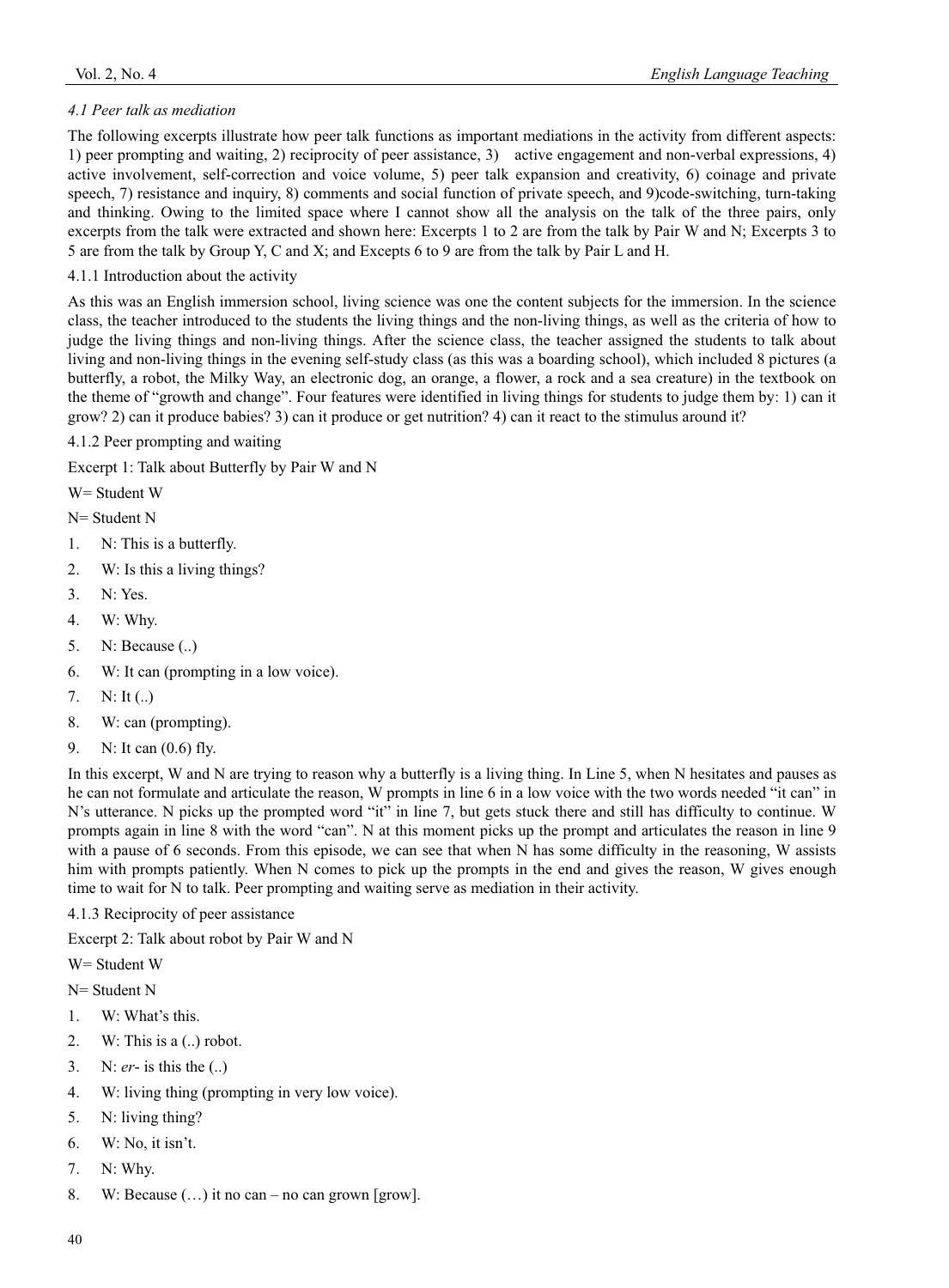### *4.1 Peer talk as mediation*

The following excerpts illustrate how peer talk functions as important mediations in the activity from different aspects: 1) peer prompting and waiting, 2) reciprocity of peer assistance, 3) active engagement and non-verbal expressions, 4) active involvement, self-correction and voice volume, 5) peer talk expansion and creativity, 6) coinage and private speech, 7) resistance and inquiry, 8) comments and social function of private speech, and 9)code-switching, turn-taking and thinking. Owing to the limited space where I cannot show all the analysis on the talk of the three pairs, only excerpts from the talk were extracted and shown here: Excerpts 1 to 2 are from the talk by Pair W and N; Excerpts 3 to 5 are from the talk by Group Y, C and X; and Excepts 6 to 9 are from the talk by Pair L and H.

#### 4.1.1 Introduction about the activity

As this was an English immersion school, living science was one the content subjects for the immersion. In the science class, the teacher introduced to the students the living things and the non-living things, as well as the criteria of how to judge the living things and non-living things. After the science class, the teacher assigned the students to talk about living and non-living things in the evening self-study class (as this was a boarding school), which included 8 pictures (a butterfly, a robot, the Milky Way, an electronic dog, an orange, a flower, a rock and a sea creature) in the textbook on the theme of "growth and change". Four features were identified in living things for students to judge them by: 1) can it grow? 2) can it produce babies? 3) can it produce or get nutrition? 4) can it react to the stimulus around it?

#### 4.1.2 Peer prompting and waiting

Excerpt 1: Talk about Butterfly by Pair W and N

W= Student W

N= Student N

1. N: This is a butterfly.
2. W: Is this a living things?
3. N: Yes.
4. W: Why.
5. N: Because (..)
6. W: It can (prompting in a low voice).
7. N: It (..)
8. W: can (prompting).
9. N: It can (0.6) fly.

In this excerpt, W and N are trying to reason why a butterfly is a living thing. In Line 5, when N hesitates and pauses as he can not formulate and articulate the reason, W prompts in line 6 in a low voice with the two words needed "it can" in N's utterance. N picks up the prompted word "it" in line 7, but gets stuck there and still has difficulty to continue. W prompts again in line 8 with the word "can". N at this moment picks up the prompt and articulates the reason in line 9 with a pause of 6 seconds. From this episode, we can see that when N has some difficulty in the reasoning, W assists him with prompts patiently. When N comes to pick up the prompts in the end and gives the reason, W gives enough time to wait for N to talk. Peer prompting and waiting serve as mediation in their activity.

#### 4.1.3 Reciprocity of peer assistance

Excerpt 2: Talk about robot by Pair W and N

W= Student W

N= Student N

1. W: What's this.
2. W: This is a (..) robot.
3. N: *er*- is this the (..)
4. W: living thing (prompting in very low voice).
5. N: living thing?
6. W: No, it isn't.
7. N: Why.
8. W: Because (…) it no can – no can grown [grow].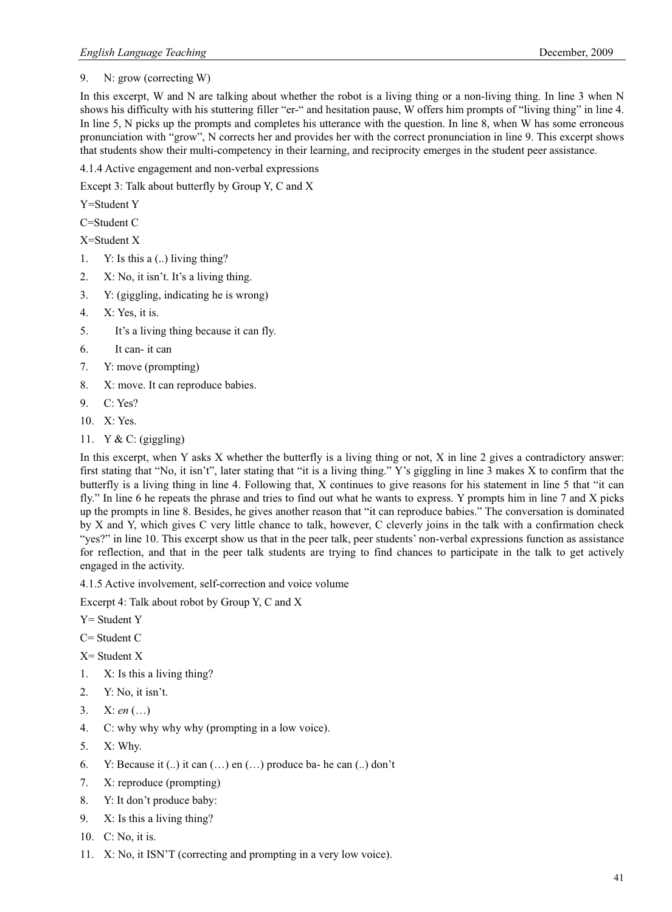9. N: grow (correcting W)

In this excerpt, W and N are talking about whether the robot is a living thing or a non-living thing. In line 3 when N shows his difficulty with his stuttering filler "er-" and hesitation pause, W offers him prompts of "living thing" in line 4. In line 5, N picks up the prompts and completes his utterance with the question. In line 8, when W has some erroneous pronunciation with "grow", N corrects her and provides her with the correct pronunciation in line 9. This excerpt shows that students show their multi-competency in their learning, and reciprocity emerges in the student peer assistance.

4.1.4 Active engagement and non-verbal expressions

Except 3: Talk about butterfly by Group Y, C and X

Y=Student Y

C=Student C

X=Student X

1. Y: Is this a (..) living thing?
2. X: No, it isn't. It's a living thing.
3. Y: (giggling, indicating he is wrong)
4. X: Yes, it is.
5. It's a living thing because it can fly.
6. It can- it can
7. Y: move (prompting)
8. X: move. It can reproduce babies.
9. C: Yes?
10. X: Yes.
11. Y & C: (giggling)

In this excerpt, when Y asks X whether the butterfly is a living thing or not, X in line 2 gives a contradictory answer: first stating that "No, it isn't", later stating that "it is a living thing." Y's giggling in line 3 makes X to confirm that the butterfly is a living thing in line 4. Following that, X continues to give reasons for his statement in line 5 that "it can fly." In line 6 he repeats the phrase and tries to find out what he wants to express. Y prompts him in line 7 and X picks up the prompts in line 8. Besides, he gives another reason that "it can reproduce babies." The conversation is dominated by X and Y, which gives C very little chance to talk, however, C cleverly joins in the talk with a confirmation check "yes?" in line 10. This excerpt show us that in the peer talk, peer students' non-verbal expressions function as assistance for reflection, and that in the peer talk students are trying to find chances to participate in the talk to get actively engaged in the activity.

4.1.5 Active involvement, self-correction and voice volume

Excerpt 4: Talk about robot by Group Y, C and X

Y= Student Y

C= Student C

X= Student X

1. X: Is this a living thing?
2. Y: No, it isn't.
3. X: *en* (…)
4. C: why why why why (prompting in a low voice).
5. X: Why.
6. Y: Because it (..) it can (…) en (…) produce ba- he can (..) don't
7. X: reproduce (prompting)
8. Y: It don't produce baby:
9. X: Is this a living thing?
10. C: No, it is.
11. X: No, it ISN'T (correcting and prompting in a very low voice).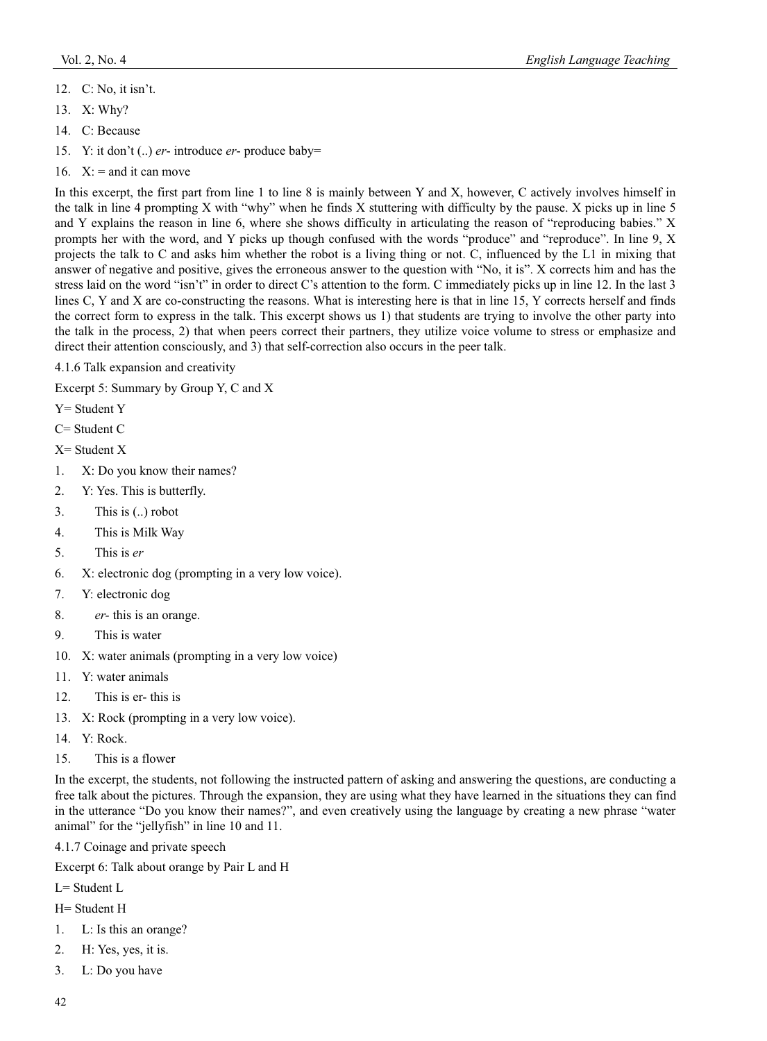12. C: No, it isn't.
13. X: Why?
14. C: Because
15. Y: it don't (..) *er*- introduce *er*- produce baby=
16. X: = and it can move

In this excerpt, the first part from line 1 to line 8 is mainly between Y and X, however, C actively involves himself in the talk in line 4 prompting X with "why" when he finds X stuttering with difficulty by the pause. X picks up in line 5 and Y explains the reason in line 6, where she shows difficulty in articulating the reason of "reproducing babies." X prompts her with the word, and Y picks up though confused with the words "produce" and "reproduce". In line 9, X projects the talk to C and asks him whether the robot is a living thing or not. C, influenced by the L1 in mixing that answer of negative and positive, gives the erroneous answer to the question with "No, it is". X corrects him and has the stress laid on the word "isn't" in order to direct C's attention to the form. C immediately picks up in line 12. In the last 3 lines C, Y and X are co-constructing the reasons. What is interesting here is that in line 15, Y corrects herself and finds the correct form to express in the talk. This excerpt shows us 1) that students are trying to involve the other party into the talk in the process, 2) that when peers correct their partners, they utilize voice volume to stress or emphasize and direct their attention consciously, and 3) that self-correction also occurs in the peer talk.

4.1.6 Talk expansion and creativity

Excerpt 5: Summary by Group Y, C and X

Y= Student Y

C= Student C

X= Student X

1. X: Do you know their names?
2. Y: Yes. This is butterfly.
3. This is (..) robot
4. This is Milk Way
5. This is *er*
6. X: electronic dog (prompting in a very low voice).
7. Y: electronic dog
8. *er*- this is an orange.
9. This is water
10. X: water animals (prompting in a very low voice)
11. Y: water animals
12. This is er- this is
13. X: Rock (prompting in a very low voice).
14. Y: Rock.
15. This is a flower

In the excerpt, the students, not following the instructed pattern of asking and answering the questions, are conducting a free talk about the pictures. Through the expansion, they are using what they have learned in the situations they can find in the utterance "Do you know their names?", and even creatively using the language by creating a new phrase "water animal" for the "jellyfish" in line 10 and 11.

4.1.7 Coinage and private speech

Excerpt 6: Talk about orange by Pair L and H

L= Student L

H= Student H

1. L: Is this an orange?
2. H: Yes, yes, it is.
3. L: Do you have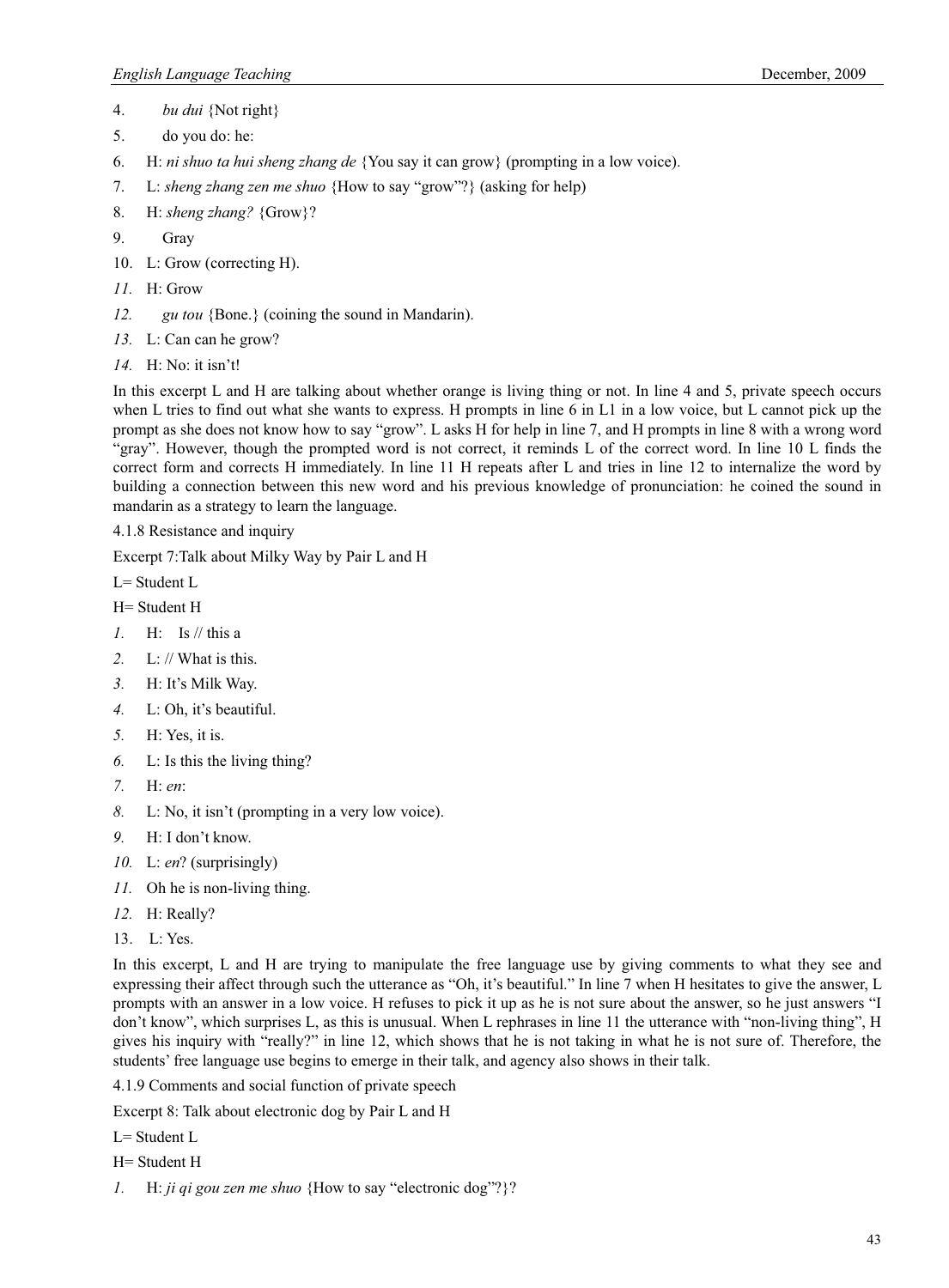4. *bu dui* {Not right}

5. do you do: he:

6. H: *ni shuo ta hui sheng zhang de* {You say it can grow} (prompting in a low voice).

7. L: *sheng zhang zen me shuo* {How to say "grow"?} (asking for help)

8. H: *sheng zhang?* {Grow}?

9. Gray

10. L: Grow (correcting H).

*11.* H: Grow

*12.* *gu tou* {Bone.} (coining the sound in Mandarin).

*13.* L: Can can he grow?

*14.* H: No: it isn't!

In this excerpt L and H are talking about whether orange is living thing or not. In line 4 and 5, private speech occurs when L tries to find out what she wants to express. H prompts in line 6 in L1 in a low voice, but L cannot pick up the prompt as she does not know how to say "grow". L asks H for help in line 7, and H prompts in line 8 with a wrong word "gray". However, though the prompted word is not correct, it reminds L of the correct word. In line 10 L finds the correct form and corrects H immediately. In line 11 H repeats after L and tries in line 12 to internalize the word by building a connection between this new word and his previous knowledge of pronunciation: he coined the sound in mandarin as a strategy to learn the language.

4.1.8 Resistance and inquiry

Excerpt 7:Talk about Milky Way by Pair L and H

L= Student L

H= Student H

*1.* H: Is // this a

*2.* L: // What is this.

*3.* H: It's Milk Way.

*4.* L: Oh, it's beautiful.

*5.* H: Yes, it is.

*6.* L: Is this the living thing?

*7.* H: *en*:

*8.* L: No, it isn't (prompting in a very low voice).

*9.* H: I don't know.

*10.* L: *en*? (surprisingly)

*11.* Oh he is non-living thing.

*12.* H: Really?

13. L: Yes.

In this excerpt, L and H are trying to manipulate the free language use by giving comments to what they see and expressing their affect through such the utterance as "Oh, it's beautiful." In line 7 when H hesitates to give the answer, L prompts with an answer in a low voice. H refuses to pick it up as he is not sure about the answer, so he just answers "I don't know", which surprises L, as this is unusual. When L rephrases in line 11 the utterance with "non-living thing", H gives his inquiry with "really?" in line 12, which shows that he is not taking in what he is not sure of. Therefore, the students' free language use begins to emerge in their talk, and agency also shows in their talk.

4.1.9 Comments and social function of private speech

Excerpt 8: Talk about electronic dog by Pair L and H

L= Student L

H= Student H

*1.* H: *ji qi gou zen me shuo* {How to say "electronic dog"?}?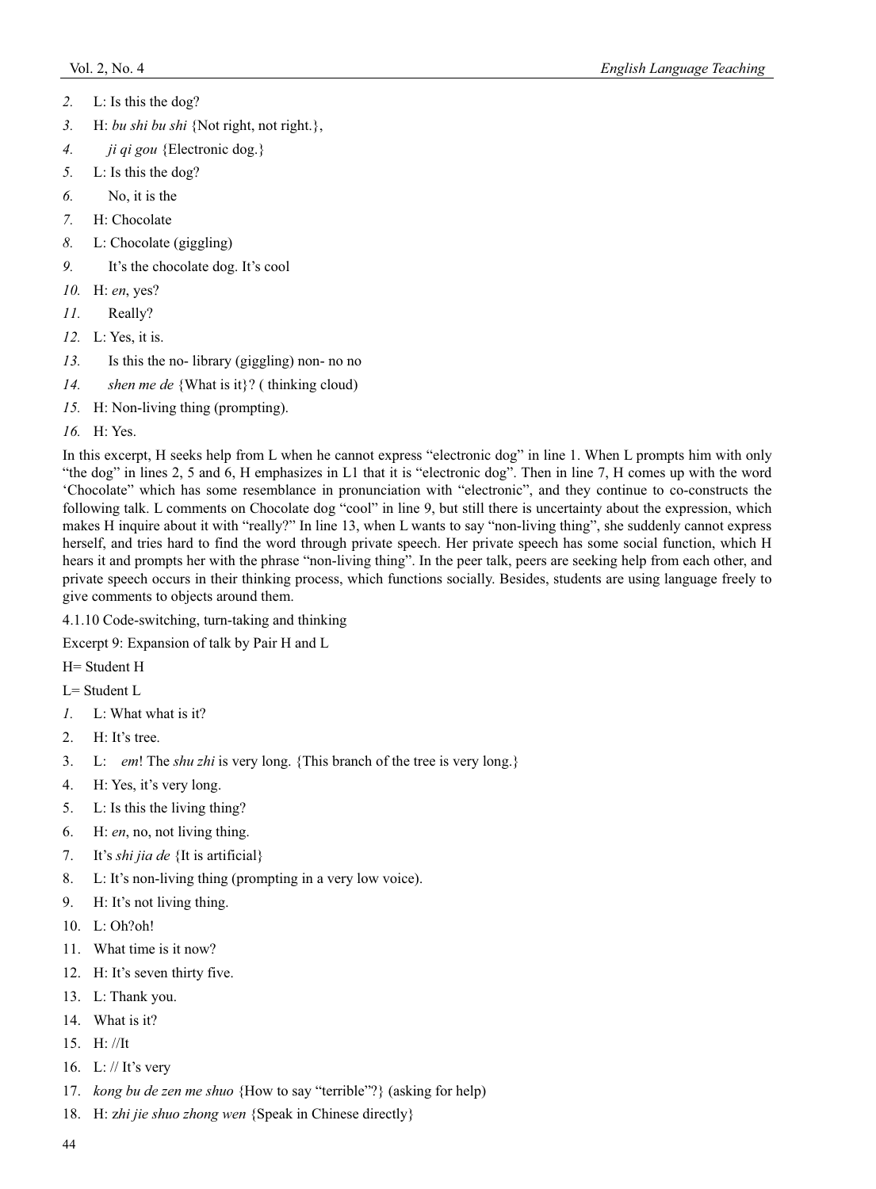2. L: Is this the dog?
3. H: *bu shi bu shi* {Not right, not right.},
4. *ji qi gou* {Electronic dog.}
5. L: Is this the dog?
6. No, it is the
7. H: Chocolate
8. L: Chocolate (giggling)
9. It's the chocolate dog. It's cool
10. H: *en*, yes?
11. Really?
12. L: Yes, it is.
13. Is this the no- library (giggling) non- no no
14. *shen me de* {What is it}? ( thinking cloud)
15. H: Non-living thing (prompting).
16. H: Yes.

In this excerpt, H seeks help from L when he cannot express "electronic dog" in line 1. When L prompts him with only "the dog" in lines 2, 5 and 6, H emphasizes in L1 that it is "electronic dog". Then in line 7, H comes up with the word 'Chocolate" which has some resemblance in pronunciation with "electronic", and they continue to co-constructs the following talk. L comments on Chocolate dog "cool" in line 9, but still there is uncertainty about the expression, which makes H inquire about it with "really?" In line 13, when L wants to say "non-living thing", she suddenly cannot express herself, and tries hard to find the word through private speech. Her private speech has some social function, which H hears it and prompts her with the phrase "non-living thing". In the peer talk, peers are seeking help from each other, and private speech occurs in their thinking process, which functions socially. Besides, students are using language freely to give comments to objects around them.

4.1.10 Code-switching, turn-taking and thinking

Excerpt 9: Expansion of talk by Pair H and L

H= Student H

L= Student L

1. L: What what is it?
2. H: It's tree.
3. L: *em*! The *shu zhi* is very long. {This branch of the tree is very long.}
4. H: Yes, it's very long.
5. L: Is this the living thing?
6. H: *en*, no, not living thing.
7. It's *shi jia de* {It is artificial}
8. L: It's non-living thing (prompting in a very low voice).
9. H: It's not living thing.
10. L: Oh?oh!
11. What time is it now?
12. H: It's seven thirty five.
13. L: Thank you.
14. What is it?
15. H: //It
16. L: // It's very
17. *kong bu de zen me shuo* {How to say "terrible"?} (asking for help)
18. H: *zhi jie shuo zhong wen* {Speak in Chinese directly}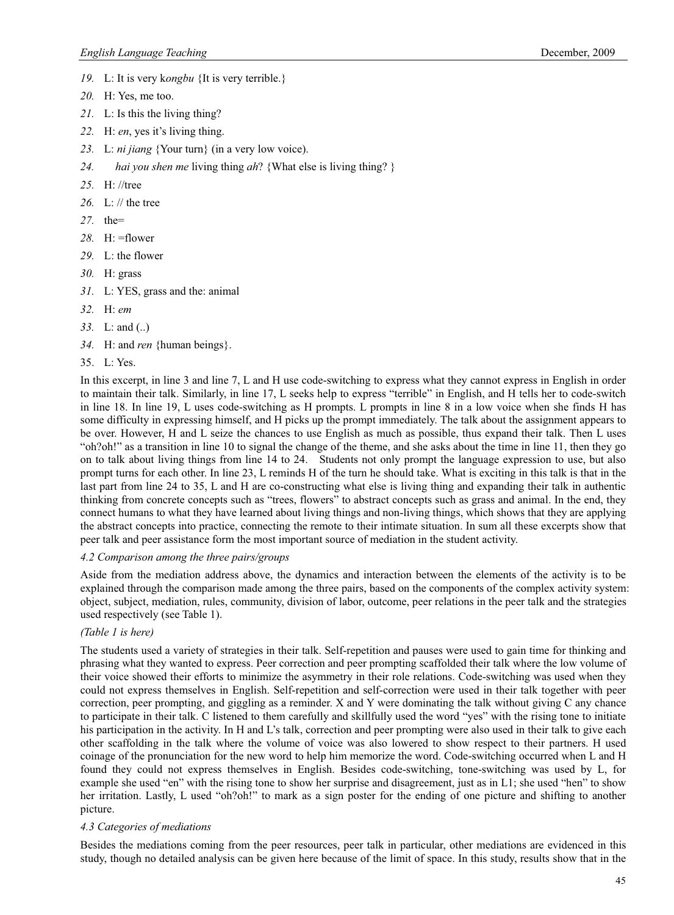19. L: It is very k*ongbu* {It is very terrible.}
20. H: Yes, me too.
21. L: Is this the living thing?
22. H: *en*, yes it's living thing.
23. L: *ni jiang* {Your turn} (in a very low voice).
24. *hai you shen me* living thing *ah*? {What else is living thing? }
25. H: //tree
26. L: // the tree
27. the=
28. H: =flower
29. L: the flower
30. H: grass
31. L: YES, grass and the: animal
32. H: *em*
33. L: and (..)
34. H: and *ren* {human beings}.
35. L: Yes.

In this excerpt, in line 3 and line 7, L and H use code-switching to express what they cannot express in English in order to maintain their talk. Similarly, in line 17, L seeks help to express "terrible" in English, and H tells her to code-switch in line 18. In line 19, L uses code-switching as H prompts. L prompts in line 8 in a low voice when she finds H has some difficulty in expressing himself, and H picks up the prompt immediately. The talk about the assignment appears to be over. However, H and L seize the chances to use English as much as possible, thus expand their talk. Then L uses "oh?oh!" as a transition in line 10 to signal the change of the theme, and she asks about the time in line 11, then they go on to talk about living things from line 14 to 24. Students not only prompt the language expression to use, but also prompt turns for each other. In line 23, L reminds H of the turn he should take. What is exciting in this talk is that in the last part from line 24 to 35, L and H are co-constructing what else is living thing and expanding their talk in authentic thinking from concrete concepts such as "trees, flowers" to abstract concepts such as grass and animal. In the end, they connect humans to what they have learned about living things and non-living things, which shows that they are applying the abstract concepts into practice, connecting the remote to their intimate situation. In sum all these excerpts show that peer talk and peer assistance form the most important source of mediation in the student activity.

*4.2 Comparison among the three pairs/groups*

Aside from the mediation address above, the dynamics and interaction between the elements of the activity is to be explained through the comparison made among the three pairs, based on the components of the complex activity system: object, subject, mediation, rules, community, division of labor, outcome, peer relations in the peer talk and the strategies used respectively (see Table 1).

*(Table 1 is here)*

The students used a variety of strategies in their talk. Self-repetition and pauses were used to gain time for thinking and phrasing what they wanted to express. Peer correction and peer prompting scaffolded their talk where the low volume of their voice showed their efforts to minimize the asymmetry in their role relations. Code-switching was used when they could not express themselves in English. Self-repetition and self-correction were used in their talk together with peer correction, peer prompting, and giggling as a reminder. X and Y were dominating the talk without giving C any chance to participate in their talk. C listened to them carefully and skillfully used the word "yes" with the rising tone to initiate his participation in the activity. In H and L's talk, correction and peer prompting were also used in their talk to give each other scaffolding in the talk where the volume of voice was also lowered to show respect to their partners. H used coinage of the pronunciation for the new word to help him memorize the word. Code-switching occurred when L and H found they could not express themselves in English. Besides code-switching, tone-switching was used by L, for example she used "en" with the rising tone to show her surprise and disagreement, just as in L1; she used "hen" to show her irritation. Lastly, L used "oh?oh!" to mark as a sign poster for the ending of one picture and shifting to another picture.

*4.3 Categories of mediations*

Besides the mediations coming from the peer resources, peer talk in particular, other mediations are evidenced in this study, though no detailed analysis can be given here because of the limit of space. In this study, results show that in the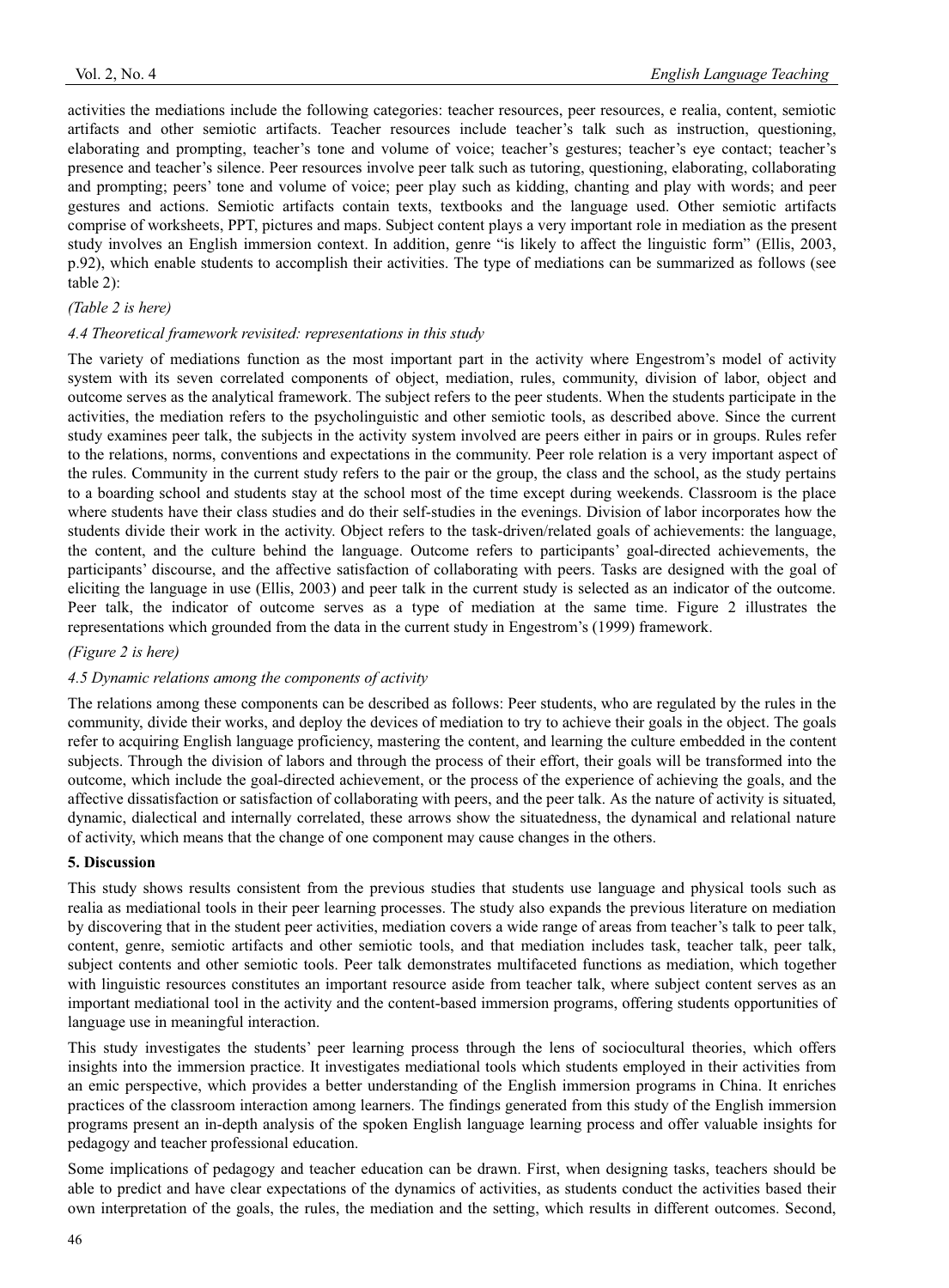activities the mediations include the following categories: teacher resources, peer resources, e realia, content, semiotic artifacts and other semiotic artifacts. Teacher resources include teacher's talk such as instruction, questioning, elaborating and prompting, teacher's tone and volume of voice; teacher's gestures; teacher's eye contact; teacher's presence and teacher's silence. Peer resources involve peer talk such as tutoring, questioning, elaborating, collaborating and prompting; peers' tone and volume of voice; peer play such as kidding, chanting and play with words; and peer gestures and actions. Semiotic artifacts contain texts, textbooks and the language used. Other semiotic artifacts comprise of worksheets, PPT, pictures and maps. Subject content plays a very important role in mediation as the present study involves an English immersion context. In addition, genre "is likely to affect the linguistic form" (Ellis, 2003, p.92), which enable students to accomplish their activities. The type of mediations can be summarized as follows (see table 2):

*(Table 2 is here)*

### *4.4 Theoretical framework revisited: representations in this study*

The variety of mediations function as the most important part in the activity where Engestrom's model of activity system with its seven correlated components of object, mediation, rules, community, division of labor, object and outcome serves as the analytical framework. The subject refers to the peer students. When the students participate in the activities, the mediation refers to the psycholinguistic and other semiotic tools, as described above. Since the current study examines peer talk, the subjects in the activity system involved are peers either in pairs or in groups. Rules refer to the relations, norms, conventions and expectations in the community. Peer role relation is a very important aspect of the rules. Community in the current study refers to the pair or the group, the class and the school, as the study pertains to a boarding school and students stay at the school most of the time except during weekends. Classroom is the place where students have their class studies and do their self-studies in the evenings. Division of labor incorporates how the students divide their work in the activity. Object refers to the task-driven/related goals of achievements: the language, the content, and the culture behind the language. Outcome refers to participants' goal-directed achievements, the participants' discourse, and the affective satisfaction of collaborating with peers. Tasks are designed with the goal of eliciting the language in use (Ellis, 2003) and peer talk in the current study is selected as an indicator of the outcome. Peer talk, the indicator of outcome serves as a type of mediation at the same time. Figure 2 illustrates the representations which grounded from the data in the current study in Engestrom's (1999) framework.

*(Figure 2 is here)*

### *4.5 Dynamic relations among the components of activity*

The relations among these components can be described as follows: Peer students, who are regulated by the rules in the community, divide their works, and deploy the devices of mediation to try to achieve their goals in the object. The goals refer to acquiring English language proficiency, mastering the content, and learning the culture embedded in the content subjects. Through the division of labors and through the process of their effort, their goals will be transformed into the outcome, which include the goal-directed achievement, or the process of the experience of achieving the goals, and the affective dissatisfaction or satisfaction of collaborating with peers, and the peer talk. As the nature of activity is situated, dynamic, dialectical and internally correlated, these arrows show the situatedness, the dynamical and relational nature of activity, which means that the change of one component may cause changes in the others.

## **5. Discussion**

This study shows results consistent from the previous studies that students use language and physical tools such as realia as mediational tools in their peer learning processes. The study also expands the previous literature on mediation by discovering that in the student peer activities, mediation covers a wide range of areas from teacher's talk to peer talk, content, genre, semiotic artifacts and other semiotic tools, and that mediation includes task, teacher talk, peer talk, subject contents and other semiotic tools. Peer talk demonstrates multifaceted functions as mediation, which together with linguistic resources constitutes an important resource aside from teacher talk, where subject content serves as an important mediational tool in the activity and the content-based immersion programs, offering students opportunities of language use in meaningful interaction.

This study investigates the students' peer learning process through the lens of sociocultural theories, which offers insights into the immersion practice. It investigates mediational tools which students employed in their activities from an emic perspective, which provides a better understanding of the English immersion programs in China. It enriches practices of the classroom interaction among learners. The findings generated from this study of the English immersion programs present an in-depth analysis of the spoken English language learning process and offer valuable insights for pedagogy and teacher professional education.

Some implications of pedagogy and teacher education can be drawn. First, when designing tasks, teachers should be able to predict and have clear expectations of the dynamics of activities, as students conduct the activities based their own interpretation of the goals, the rules, the mediation and the setting, which results in different outcomes. Second,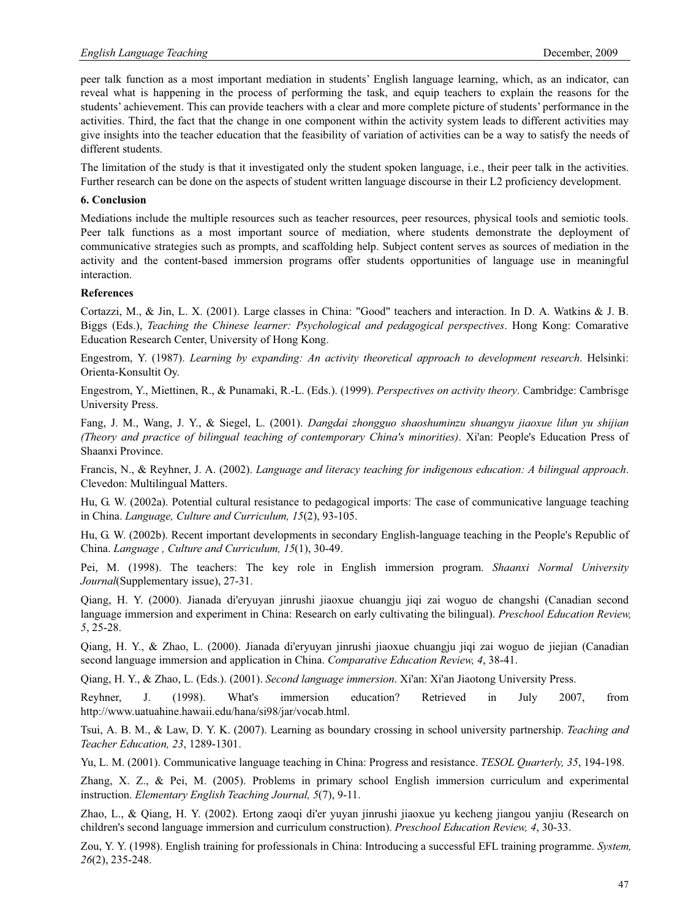peer talk function as a most important mediation in students' English language learning, which, as an indicator, can reveal what is happening in the process of performing the task, and equip teachers to explain the reasons for the students' achievement. This can provide teachers with a clear and more complete picture of students' performance in the activities. Third, the fact that the change in one component within the activity system leads to different activities may give insights into the teacher education that the feasibility of variation of activities can be a way to satisfy the needs of different students.

The limitation of the study is that it investigated only the student spoken language, i.e., their peer talk in the activities. Further research can be done on the aspects of student written language discourse in their L2 proficiency development.

**6. Conclusion**

Mediations include the multiple resources such as teacher resources, peer resources, physical tools and semiotic tools. Peer talk functions as a most important source of mediation, where students demonstrate the deployment of communicative strategies such as prompts, and scaffolding help. Subject content serves as sources of mediation in the activity and the content-based immersion programs offer students opportunities of language use in meaningful interaction.

**References**

Cortazzi, M., & Jin, L. X. (2001). Large classes in China: "Good" teachers and interaction. In D. A. Watkins & J. B. Biggs (Eds.), *Teaching the Chinese learner: Psychological and pedagogical perspectives*. Hong Kong: Comarative Education Research Center, University of Hong Kong.

Engestrom, Y. (1987). *Learning by expanding: An activity theoretical approach to development research*. Helsinki: Orienta-Konsultit Oy.

Engestrom, Y., Miettinen, R., & Punamaki, R.-L. (Eds.). (1999). *Perspectives on activity theory*. Cambridge: Cambrisge University Press.

Fang, J. M., Wang, J. Y., & Siegel, L. (2001). *Dangdai zhongguo shaoshuminzu shuangyu jiaoxue lilun yu shijian (Theory and practice of bilingual teaching of contemporary China's minorities)*. Xi'an: People's Education Press of Shaanxi Province.

Francis, N., & Reyhner, J. A. (2002). *Language and literacy teaching for indigenous education: A bilingual approach*. Clevedon: Multilingual Matters.

Hu, G. W. (2002a). Potential cultural resistance to pedagogical imports: The case of communicative language teaching in China. *Language, Culture and Curriculum, 15*(2), 93-105.

Hu, G. W. (2002b). Recent important developments in secondary English-language teaching in the People's Republic of China. *Language , Culture and Curriculum, 15*(1), 30-49.

Pei, M. (1998). The teachers: The key role in English immersion program. *Shaanxi Normal University Journal*(Supplementary issue), 27-31.

Qiang, H. Y. (2000). Jianada di'eryuyan jinrushi jiaoxue chuangju jiqi zai woguo de changshi (Canadian second language immersion and experiment in China: Research on early cultivating the bilingual). *Preschool Education Review, 5*, 25-28.

Qiang, H. Y., & Zhao, L. (2000). Jianada di'eryuyan jinrushi jiaoxue chuangju jiqi zai woguo de jiejian (Canadian second language immersion and application in China. *Comparative Education Review, 4*, 38-41.

Qiang, H. Y., & Zhao, L. (Eds.). (2001). *Second language immersion*. Xi'an: Xi'an Jiaotong University Press.

Reyhner, J. (1998). What's immersion education? Retrieved in July 2007, from http://www.uatuahine.hawaii.edu/hana/si98/jar/vocab.html.

Tsui, A. B. M., & Law, D. Y. K. (2007). Learning as boundary crossing in school university partnership. *Teaching and Teacher Education, 23*, 1289-1301.

Yu, L. M. (2001). Communicative language teaching in China: Progress and resistance. *TESOL Quarterly, 35*, 194-198.

Zhang, X. Z., & Pei, M. (2005). Problems in primary school English immersion curriculum and experimental instruction. *Elementary English Teaching Journal, 5*(7), 9-11.

Zhao, L., & Qiang, H. Y. (2002). Ertong zaoqi di'er yuyan jinrushi jiaoxue yu kecheng jiangou yanjiu (Research on children's second language immersion and curriculum construction). *Preschool Education Review, 4*, 30-33.

Zou, Y. Y. (1998). English training for professionals in China: Introducing a successful EFL training programme. *System, 26*(2), 235-248.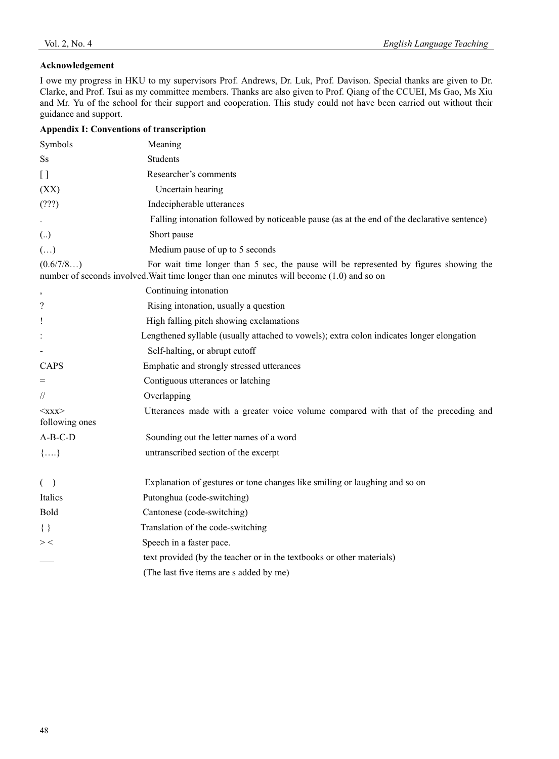**Acknowledgement**

I owe my progress in HKU to my supervisors Prof. Andrews, Dr. Luk, Prof. Davison. Special thanks are given to Dr. Clarke, and Prof. Tsui as my committee members. Thanks are also given to Prof. Qiang of the CCUEI, Ms Gao, Ms Xiu and Mr. Yu of the school for their support and cooperation. This study could not have been carried out without their guidance and support.

**Appendix I: Conventions of transcription**

| Symbols | Meaning |
|---|---|
| Ss | Students |
| [ ] | Researcher's comments |
| (XX) | Uncertain hearing |
| (???) | Indecipherable utterances |
| . | Falling intonation followed by noticeable pause (as at the end of the declarative sentence) |
| (..) | Short pause |
| (…) | Medium pause of up to 5 seconds |
| (0.6/7/8…) | For wait time longer than 5 sec, the pause will be represented by figures showing the number of seconds involved.Wait time longer than one minutes will become (1.0) and so on |
| , | Continuing intonation |
| ? | Rising intonation, usually a question |
| ! | High falling pitch showing exclamations |
| : | Lengthened syllable (usually attached to vowels); extra colon indicates longer elongation |
| - | Self-halting, or abrupt cutoff |
| CAPS | Emphatic and strongly stressed utterances |
| = | Contiguous utterances or latching |
| // | Overlapping |
| <xxx> | Utterances made with a greater voice volume compared with that of the preceding and following ones |
| A-B-C-D | Sounding out the letter names of a word |
| {….} | untranscribed section of the excerpt |
| ( ) | Explanation of gestures or tone changes like smiling or laughing and so on |
| Italics | Putonghua (code-switching) |
| Bold | Cantonese (code-switching) |
| { } | Translation of the code-switching |
| > < | Speech in a faster pace. |
| ___ | text provided (by the teacher or in the textbooks or other materials) |
| | (The last five items are s added by me) |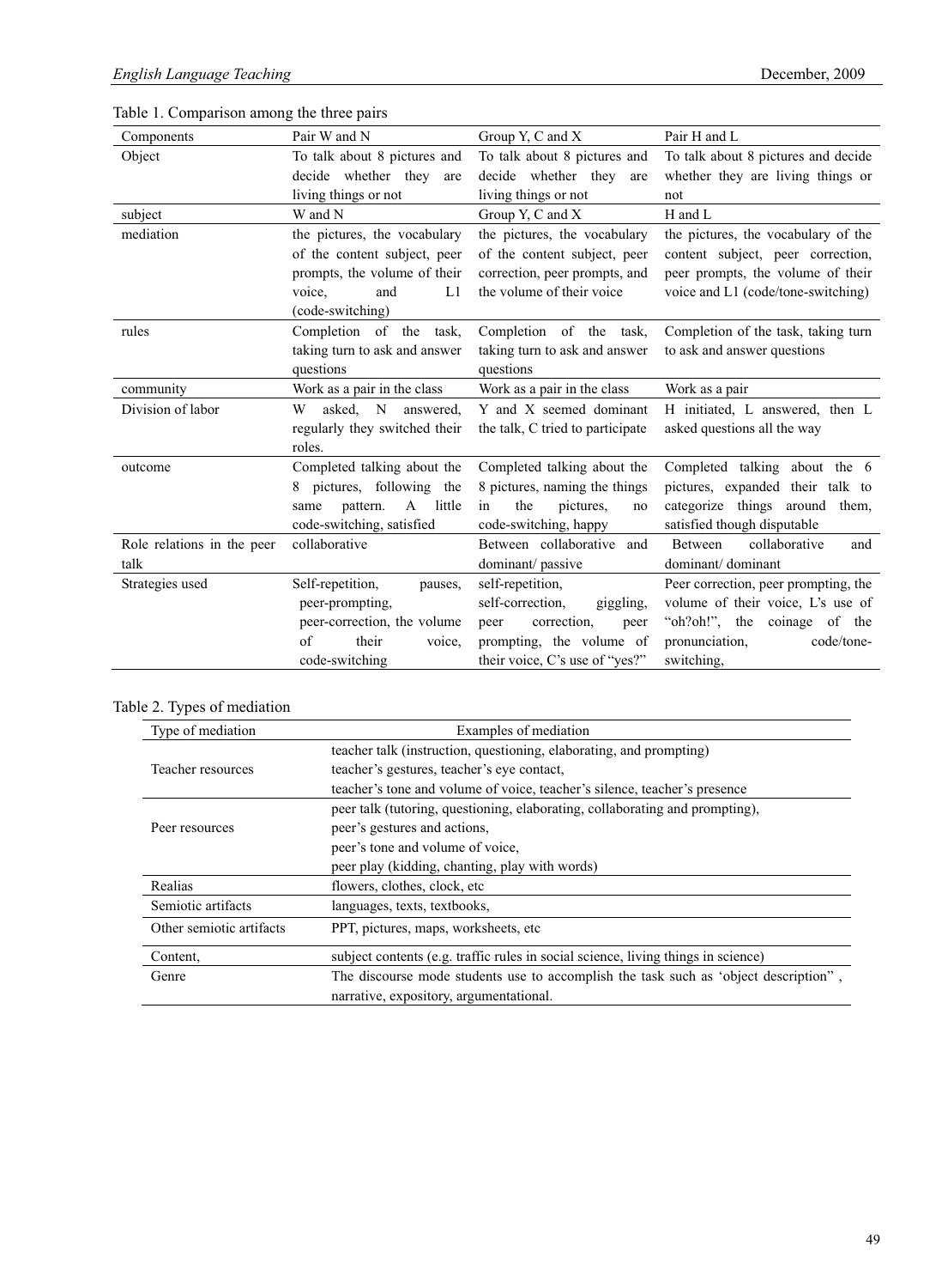Table 1. Comparison among the three pairs

| Components | Pair W and N | Group Y, C and X | Pair H and L |
|---|---|---|---|
| Object | To talk about 8 pictures and decide whether they are living things or not | To talk about 8 pictures and decide whether they are living things or not | To talk about 8 pictures and decide whether they are living things or not |
| subject | W and N | Group Y, C and X | H and L |
| mediation | the pictures, the vocabulary of the content subject, peer prompts, the volume of their voice, and L1 (code-switching) | the pictures, the vocabulary of the content subject, peer correction, peer prompts, and the volume of their voice | the pictures, the vocabulary of the content subject, peer correction, peer prompts, the volume of their voice and L1 (code/tone-switching) |
| rules | Completion of the task, taking turn to ask and answer questions | Completion of the task, taking turn to ask and answer questions | Completion of the task, taking turn to ask and answer questions |
| community | Work as a pair in the class | Work as a pair in the class | Work as a pair |
| Division of labor | W asked, N answered, regularly they switched their roles. | Y and X seemed dominant the talk, C tried to participate | H initiated, L answered, then L asked questions all the way |
| outcome | Completed talking about the 8 pictures, following the same pattern. A little code-switching, satisfied | Completed talking about the 8 pictures, naming the things in the pictures, no code-switching, happy | Completed talking about the 6 pictures, expanded their talk to categorize things around them, satisfied though disputable |
| Role relations in the peer talk | collaborative | Between collaborative and dominant/ passive | Between collaborative and dominant/ dominant |
| Strategies used | Self-repetition, pauses, peer-prompting, peer-correction, the volume of their voice, code-switching | self-repetition, self-correction, giggling, peer correction, peer prompting, the volume of their voice, C's use of "yes?" | Peer correction, peer prompting, the volume of their voice, L's use of "oh?oh!", the coinage of the pronunciation, code/tone-switching, |

Table 2. Types of mediation

| Type of mediation | Examples of mediation |
|---|---|
| Teacher resources | teacher talk (instruction, questioning, elaborating, and prompting)<br>teacher's gestures, teacher's eye contact,<br>teacher's tone and volume of voice, teacher's silence, teacher's presence |
| Peer resources | peer talk (tutoring, questioning, elaborating, collaborating and prompting),<br>peer's gestures and actions,<br>peer's tone and volume of voice,<br>peer play (kidding, chanting, play with words) |
| Realias | flowers, clothes, clock, etc |
| Semiotic artifacts | languages, texts, textbooks, |
| Other semiotic artifacts | PPT, pictures, maps, worksheets, etc |
| Content, | subject contents (e.g. traffic rules in social science, living things in science) |
| Genre | The discourse mode students use to accomplish the task such as 'object description" , narrative, expository, argumentational. |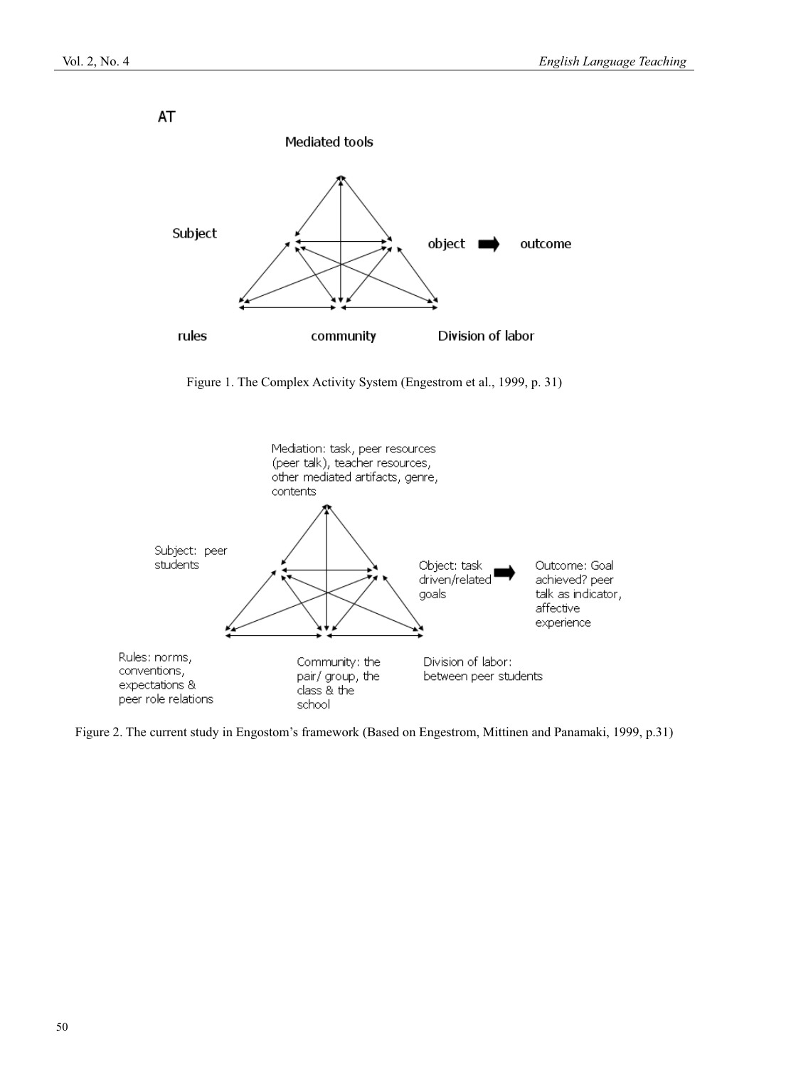AT

Mediated tools

Subject

object

outcome

rules

community

Division of labor

Figure 1. The Complex Activity System (Engestrom et al., 1999, p. 31)

Mediation: task, peer resources (peer talk), teacher resources, other mediated artifacts, genre, contents

Subject: peer students

Object: task driven/related goals

Outcome: Goal achieved? peer talk as indicator, affective experience

Rules: norms, conventions, expectations & peer role relations

Community: the pair/ group, the class & the school

Division of labor: between peer students

Figure 2. The current study in Engostom's framework (Based on Engestrom, Mittinen and Panamaki, 1999, p.31)